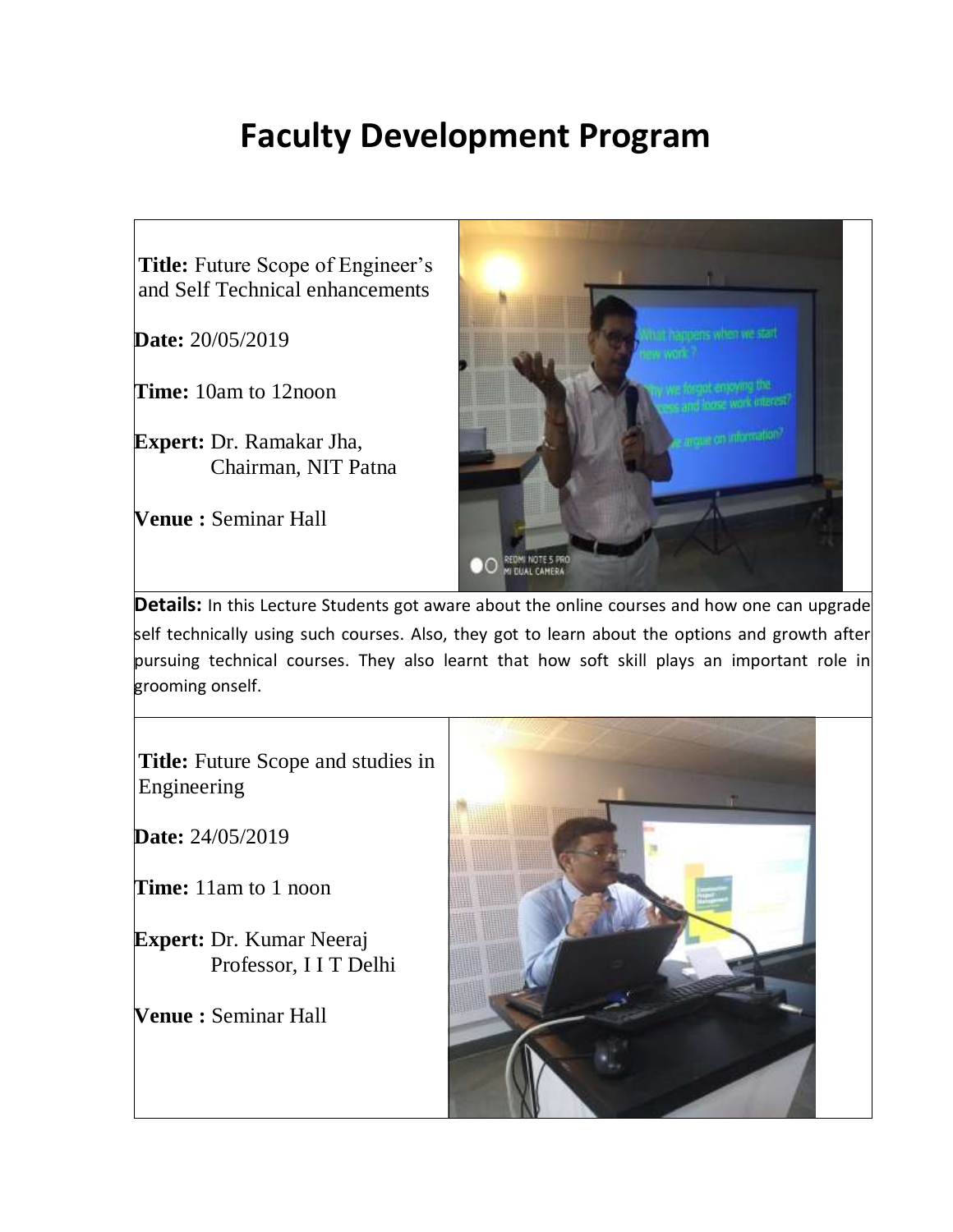# Faculty Development Program

**Title:** Future Scope of Engineer's and Self Technical enhancements

**Date:** 20/05/2019

**Time:** 10am to 12noon

**Expert:** Dr. Ramakar Jha,
Chairman, NIT Patna

**Venue :** Seminar Hall

**Details:** In this Lecture Students got aware about the online courses and how one can upgrade self technically using such courses. Also, they got to learn about the options and growth after pursuing technical courses. They also learnt that how soft skill plays an important role in grooming onself.

**Title:** Future Scope and studies in Engineering

**Date:** 24/05/2019

**Time:** 11am to 1 noon

**Expert:** Dr. Kumar Neeraj
Professor, I I T Delhi

**Venue :** Seminar Hall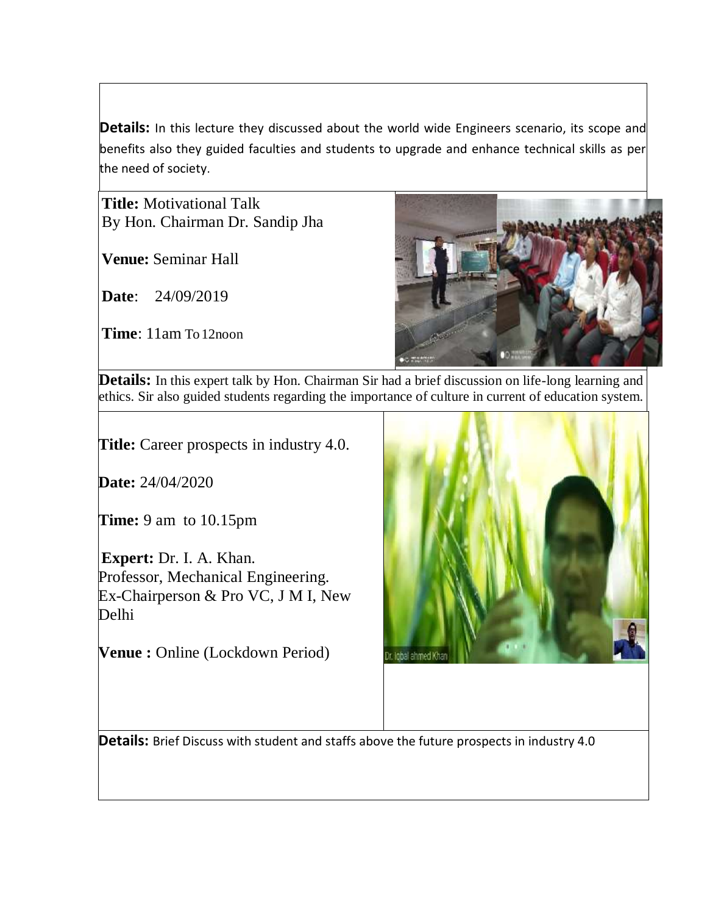**Details:** In this lecture they discussed about the world wide Engineers scenario, its scope and benefits also they guided faculties and students to upgrade and enhance technical skills as per the need of society.

**Title:** Motivational Talk
By Hon. Chairman Dr. Sandip Jha

**Venue:** Seminar Hall

**Date**: 24/09/2019

**Time**: 11am To 12noon

**Details:** In this expert talk by Hon. Chairman Sir had a brief discussion on life-long learning and ethics. Sir also guided students regarding the importance of culture in current of education system.

**Title:** Career prospects in industry 4.0.

**Date:** 24/04/2020

**Time:** 9 am to 10.15pm

**Expert:** Dr. I. A. Khan.
Professor, Mechanical Engineering.
Ex-Chairperson & Pro VC, J M I, New Delhi

**Venue :** Online (Lockdown Period)

**Details:** Brief Discuss with student and staffs above the future prospects in industry 4.0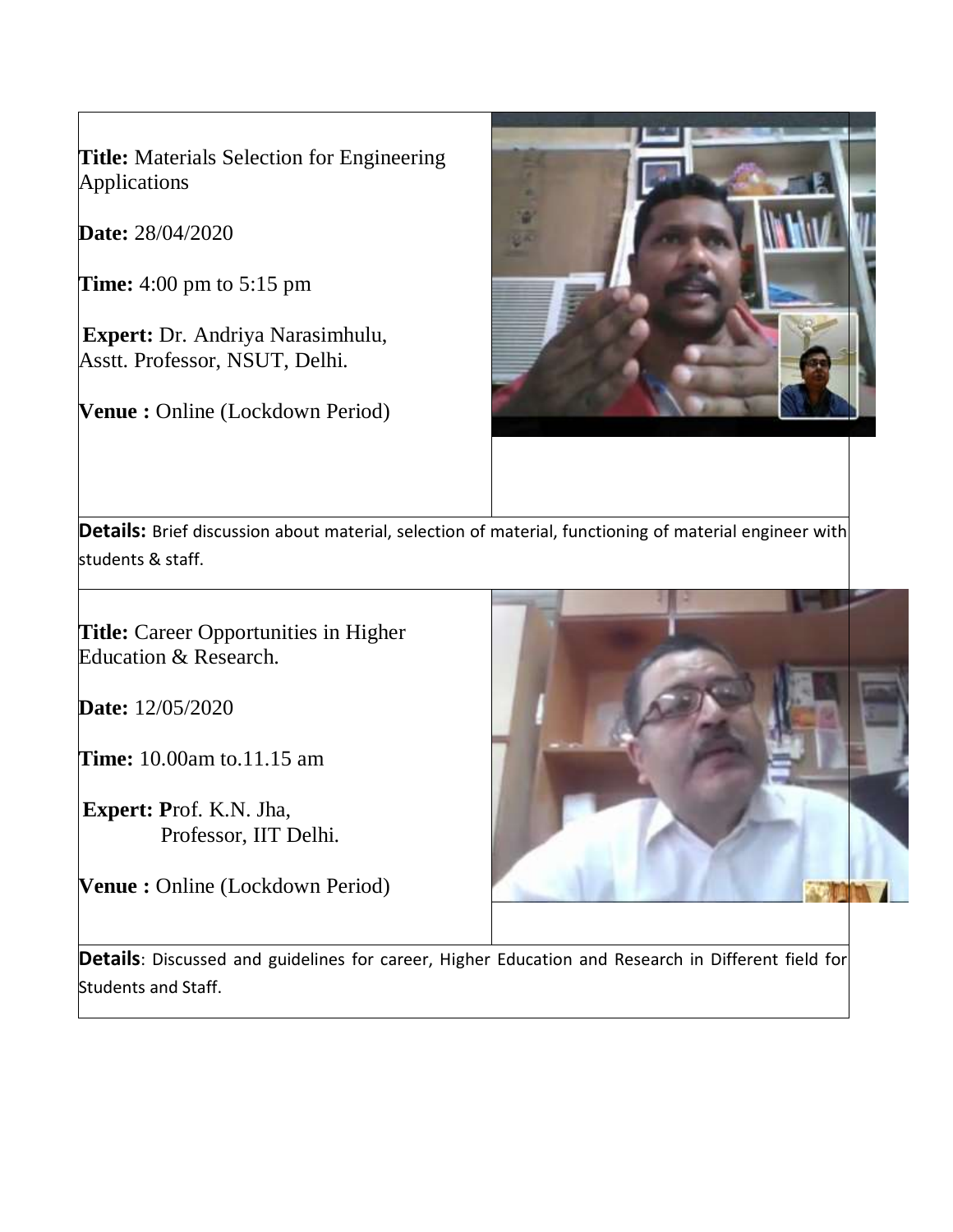**Title:** Materials Selection for Engineering Applications

**Date:** 28/04/2020

**Time:** 4:00 pm to 5:15 pm

**Expert:** Dr. Andriya Narasimhulu, Asstt. Professor, NSUT, Delhi.

**Venue :** Online (Lockdown Period)

**Details:** Brief discussion about material, selection of material, functioning of material engineer with students & staff.

**Title:** Career Opportunities in Higher Education & Research.

**Date:** 12/05/2020

**Time:** 10.00am to.11.15 am

**Expert:** **P**rof. K.N. Jha, Professor, IIT Delhi.

**Venue :** Online (Lockdown Period)

**Details**: Discussed and guidelines for career, Higher Education and Research in Different field for Students and Staff.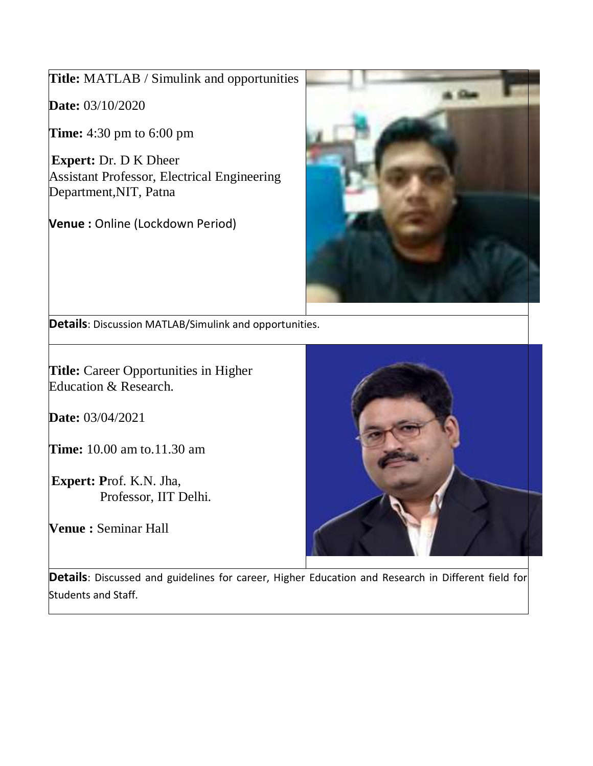**Title:** MATLAB / Simulink and opportunities

**Date:** 03/10/2020

**Time:** 4:30 pm to 6:00 pm

**Expert:** Dr. D K Dheer
Assistant Professor, Electrical Engineering Department,NIT, Patna

**Venue :** Online (Lockdown Period)

**Details**: Discussion MATLAB/Simulink and opportunities.

**Title:** Career Opportunities in Higher Education & Research.

**Date:** 03/04/2021

**Time:** 10.00 am to.11.30 am

**Expert:** **P**rof. K.N. Jha,
Professor, IIT Delhi.

**Venue :** Seminar Hall

**Details**: Discussed and guidelines for career, Higher Education and Research in Different field for Students and Staff.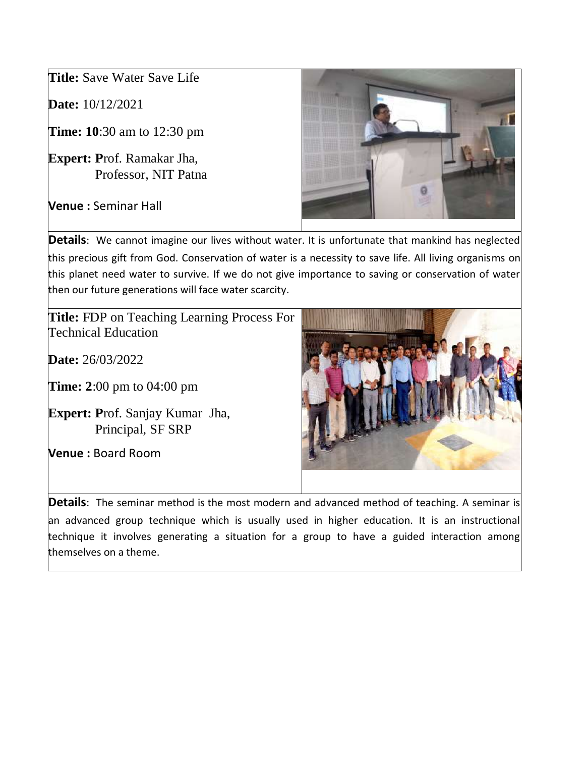**Title:** Save Water Save Life

**Date:** 10/12/2021

**Time: 10**:30 am to 12:30 pm

**Expert: P**rof. Ramakar Jha,
Professor, NIT Patna

**Venue :** Seminar Hall

**Details**: We cannot imagine our lives without water. It is unfortunate that mankind has neglected this precious gift from God. Conservation of water is a necessity to save life. All living organisms on this planet need water to survive. If we do not give importance to saving or conservation of water then our future generations will face water scarcity.

**Title:** FDP on Teaching Learning Process For Technical Education

**Date:** 26/03/2022

**Time: 2**:00 pm to 04:00 pm

**Expert: P**rof. Sanjay Kumar Jha,
Principal, SF SRP

**Venue :** Board Room

**Details**: The seminar method is the most modern and advanced method of teaching. A seminar is an advanced group technique which is usually used in higher education. It is an instructional technique it involves generating a situation for a group to have a guided interaction among themselves on a theme.